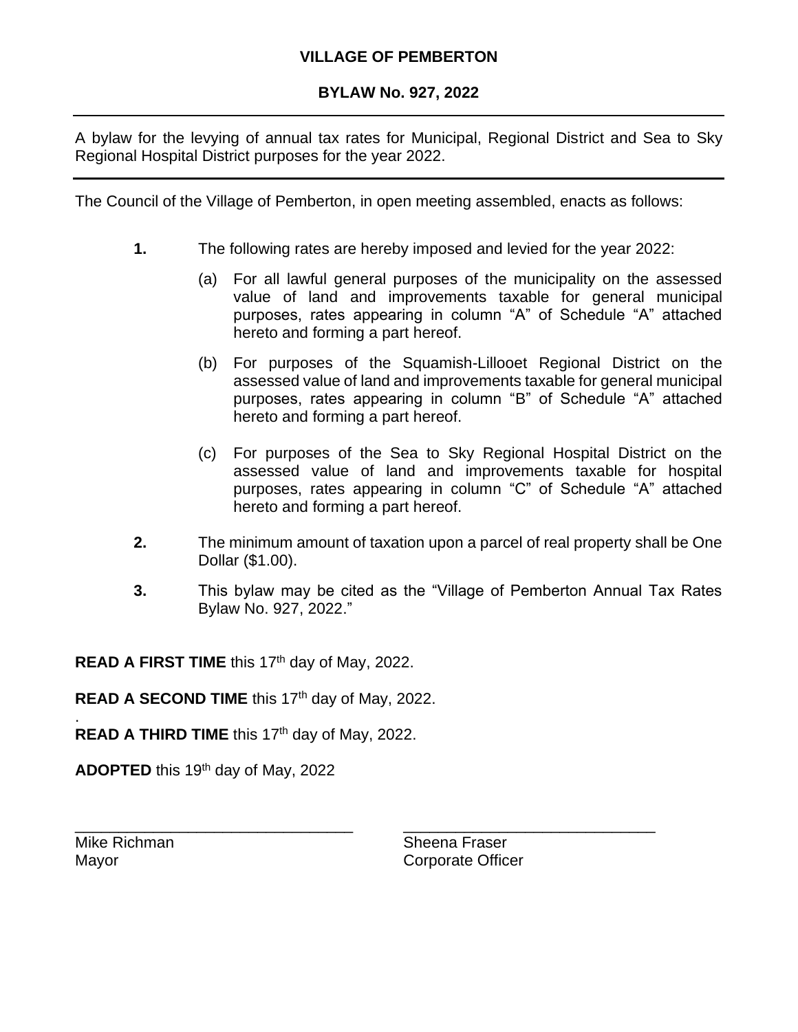**VILLAGE OF PEMBERTON**

**BYLAW No. 927, 2022**

---

A bylaw for the levying of annual tax rates for Municipal, Regional District and Sea to Sky Regional Hospital District purposes for the year 2022.

---

The Council of the Village of Pemberton, in open meeting assembled, enacts as follows:

**1.** The following rates are hereby imposed and levied for the year 2022:

(a) For all lawful general purposes of the municipality on the assessed value of land and improvements taxable for general municipal purposes, rates appearing in column "A" of Schedule "A" attached hereto and forming a part hereof.

(b) For purposes of the Squamish-Lillooet Regional District on the assessed value of land and improvements taxable for general municipal purposes, rates appearing in column "B" of Schedule "A" attached hereto and forming a part hereof.

(c) For purposes of the Sea to Sky Regional Hospital District on the assessed value of land and improvements taxable for hospital purposes, rates appearing in column "C" of Schedule "A" attached hereto and forming a part hereof.

**2.** The minimum amount of taxation upon a parcel of real property shall be One Dollar ($1.00).

**3.** This bylaw may be cited as the "Village of Pemberton Annual Tax Rates Bylaw No. 927, 2022."

**READ A FIRST TIME** this 17th day of May, 2022.

**READ A SECOND TIME** this 17th day of May, 2022.

**READ A THIRD TIME** this 17th day of May, 2022.

**ADOPTED** this 19th day of May, 2022

| ______________________________ | ______________________________ |
|---|---|
| Mike Richman | Sheena Fraser |
| Mayor | Corporate Officer |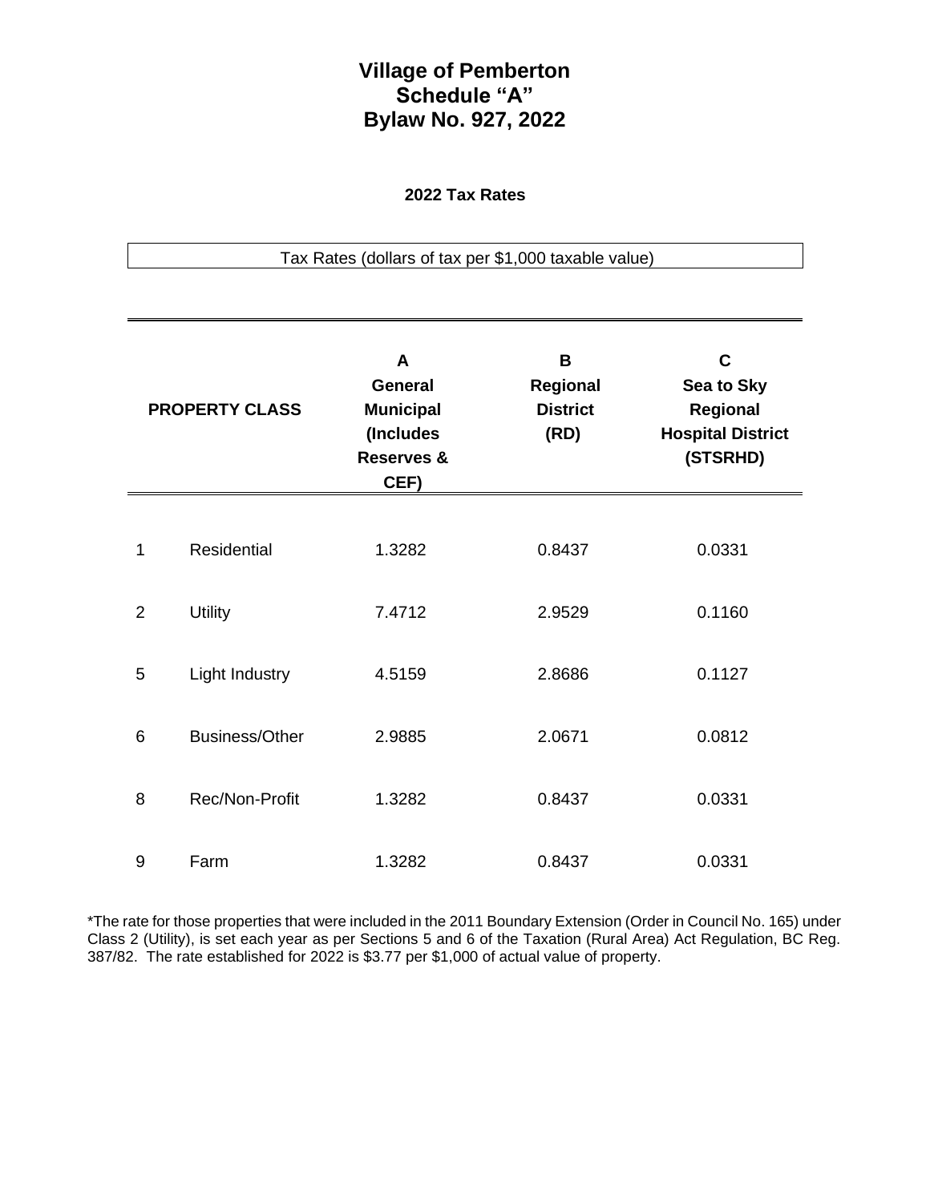# Village of Pemberton
## Schedule "A"
## Bylaw No. 927, 2022

**2022 Tax Rates**

Tax Rates (dollars of tax per $1,000 taxable value)

| PROPERTY CLASS | | A General Municipal (Includes Reserves & CEF) | B Regional District (RD) | C Sea to Sky Regional Hospital District (STSRHD) |
|---|---|---|---|---|
| 1 | Residential | 1.3282 | 0.8437 | 0.0331 |
| 2 | Utility | 7.4712 | 2.9529 | 0.1160 |
| 5 | Light Industry | 4.5159 | 2.8686 | 0.1127 |
| 6 | Business/Other | 2.9885 | 2.0671 | 0.0812 |
| 8 | Rec/Non-Profit | 1.3282 | 0.8437 | 0.0331 |
| 9 | Farm | 1.3282 | 0.8437 | 0.0331 |

*The rate for those properties that were included in the 2011 Boundary Extension (Order in Council No. 165) under Class 2 (Utility), is set each year as per Sections 5 and 6 of the Taxation (Rural Area) Act Regulation, BC Reg. 387/82. The rate established for 2022 is $3.77 per $1,000 of actual value of property.